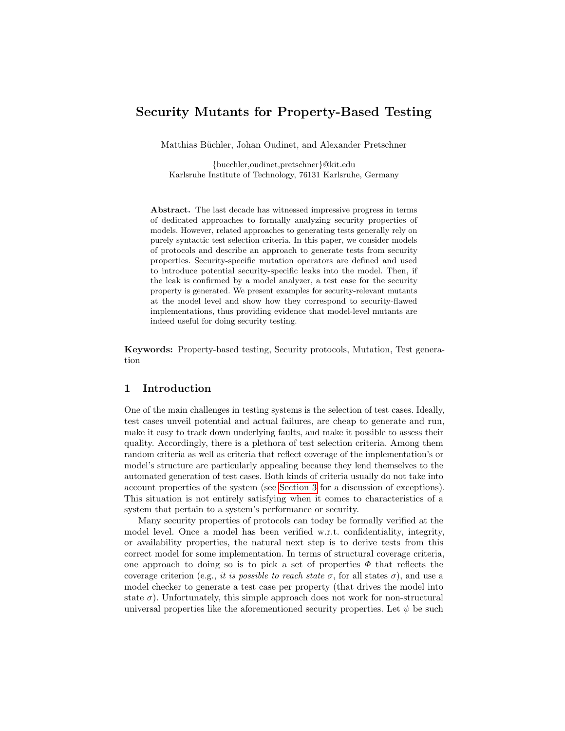# Security Mutants for Property-Based Testing

Matthias Büchler, Johan Oudinet, and Alexander Pretschner

{buechler,oudinet,pretschner}@kit.edu
Karlsruhe Institute of Technology, 76131 Karlsruhe, Germany

**Abstract.** The last decade has witnessed impressive progress in terms of dedicated approaches to formally analyzing security properties of models. However, related approaches to generating tests generally rely on purely syntactic test selection criteria. In this paper, we consider models of protocols and describe an approach to generate tests from security properties. Security-specific mutation operators are defined and used to introduce potential security-specific leaks into the model. Then, if the leak is confirmed by a model analyzer, a test case for the security property is generated. We present examples for security-relevant mutants at the model level and show how they correspond to security-flawed implementations, thus providing evidence that model-level mutants are indeed useful for doing security testing.

**Keywords:** Property-based testing, Security protocols, Mutation, Test generation

## 1 Introduction

One of the main challenges in testing systems is the selection of test cases. Ideally, test cases unveil potential and actual failures, are cheap to generate and run, make it easy to track down underlying faults, and make it possible to assess their quality. Accordingly, there is a plethora of test selection criteria. Among them random criteria as well as criteria that reflect coverage of the implementation's or model's structure are particularly appealing because they lend themselves to the automated generation of test cases. Both kinds of criteria usually do not take into account properties of the system (see Section 3 for a discussion of exceptions). This situation is not entirely satisfying when it comes to characteristics of a system that pertain to a system's performance or security.

Many security properties of protocols can today be formally verified at the model level. Once a model has been verified w.r.t. confidentiality, integrity, or availability properties, the natural next step is to derive tests from this correct model for some implementation. In terms of structural coverage criteria, one approach to doing so is to pick a set of properties $\Phi$ that reflects the coverage criterion (e.g., *it is possible to reach state* $\sigma$, for all states $\sigma$), and use a model checker to generate a test case per property (that drives the model into state $\sigma$). Unfortunately, this simple approach does not work for non-structural universal properties like the aforementioned security properties. Let $\psi$ be such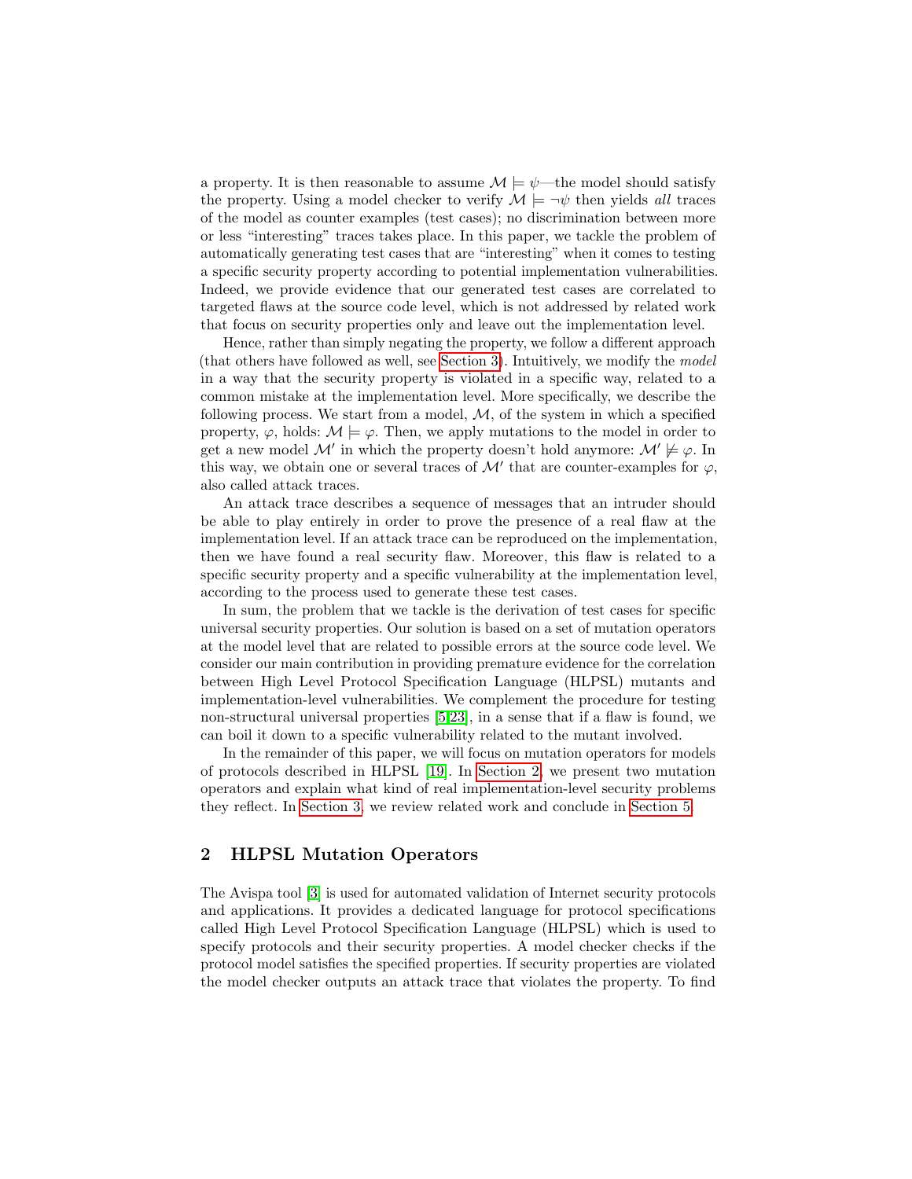a property. It is then reasonable to assume $\mathcal{M} \models \psi$—the model should satisfy the property. Using a model checker to verify $\mathcal{M} \models \neg\psi$ then yields *all* traces of the model as counter examples (test cases); no discrimination between more or less "interesting" traces takes place. In this paper, we tackle the problem of automatically generating test cases that are "interesting" when it comes to testing a specific security property according to potential implementation vulnerabilities. Indeed, we provide evidence that our generated test cases are correlated to targeted flaws at the source code level, which is not addressed by related work that focus on security properties only and leave out the implementation level.

Hence, rather than simply negating the property, we follow a different approach (that others have followed as well, see Section 3). Intuitively, we modify the *model* in a way that the security property is violated in a specific way, related to a common mistake at the implementation level. More specifically, we describe the following process. We start from a model, $\mathcal{M}$, of the system in which a specified property, $\varphi$, holds: $\mathcal{M} \models \varphi$. Then, we apply mutations to the model in order to get a new model $\mathcal{M}'$ in which the property doesn't hold anymore: $\mathcal{M}' \not\models \varphi$. In this way, we obtain one or several traces of $\mathcal{M}'$ that are counter-examples for $\varphi$, also called attack traces.

An attack trace describes a sequence of messages that an intruder should be able to play entirely in order to prove the presence of a real flaw at the implementation level. If an attack trace can be reproduced on the implementation, then we have found a real security flaw. Moreover, this flaw is related to a specific security property and a specific vulnerability at the implementation level, according to the process used to generate these test cases.

In sum, the problem that we tackle is the derivation of test cases for specific universal security properties. Our solution is based on a set of mutation operators at the model level that are related to possible errors at the source code level. We consider our main contribution in providing premature evidence for the correlation between High Level Protocol Specification Language (HLPSL) mutants and implementation-level vulnerabilities. We complement the procedure for testing non-structural universal properties [5,23], in a sense that if a flaw is found, we can boil it down to a specific vulnerability related to the mutant involved.

In the remainder of this paper, we will focus on mutation operators for models of protocols described in HLPSL [19]. In Section 2, we present two mutation operators and explain what kind of real implementation-level security problems they reflect. In Section 3, we review related work and conclude in Section 5.

## 2 HLPSL Mutation Operators

The Avispa tool [3] is used for automated validation of Internet security protocols and applications. It provides a dedicated language for protocol specifications called High Level Protocol Specification Language (HLPSL) which is used to specify protocols and their security properties. A model checker checks if the protocol model satisfies the specified properties. If security properties are violated the model checker outputs an attack trace that violates the property. To find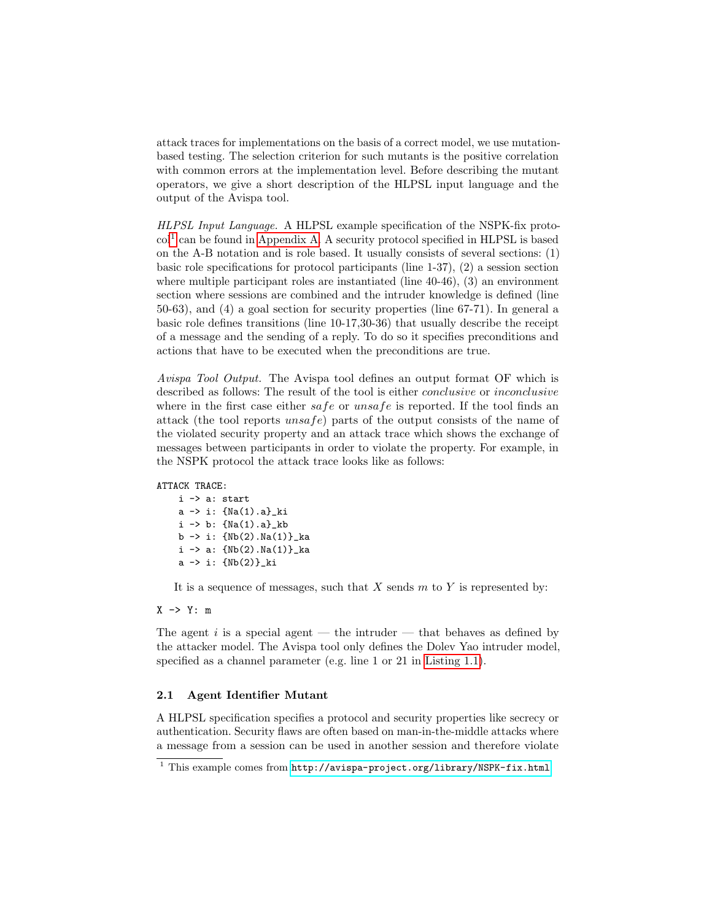attack traces for implementations on the basis of a correct model, we use mutation-based testing. The selection criterion for such mutants is the positive correlation with common errors at the implementation level. Before describing the mutant operators, we give a short description of the HLPSL input language and the output of the Avispa tool.

*HLPSL Input Language.* A HLPSL example specification of the NSPK-fix protocol[1] can be found in Appendix A. A security protocol specified in HLPSL is based on the A-B notation and is role based. It usually consists of several sections: (1) basic role specifications for protocol participants (line 1-37), (2) a session section where multiple participant roles are instantiated (line 40-46), (3) an environment section where sessions are combined and the intruder knowledge is defined (line 50-63), and (4) a goal section for security properties (line 67-71). In general a basic role defines transitions (line 10-17,30-36) that usually describe the receipt of a message and the sending of a reply. To do so it specifies preconditions and actions that have to be executed when the preconditions are true.

*Avispa Tool Output.* The Avispa tool defines an output format OF which is described as follows: The result of the tool is either *conclusive* or *inconclusive* where in the first case either *safe* or *unsafe* is reported. If the tool finds an attack (the tool reports *unsafe*) parts of the output consists of the name of the violated security property and an attack trace which shows the exchange of messages between participants in order to violate the property. For example, in the NSPK protocol the attack trace looks like as follows:

```
ATTACK TRACE:
    i -> a: start
    a -> i: {Na(1).a}_ki
    i -> b: {Na(1).a}_kb
    b -> i: {Nb(2).Na(1)}_ka
    i -> a: {Nb(2).Na(1)}_ka
    a -> i: {Nb(2)}_ki
```

It is a sequence of messages, such that $X$ sends $m$ to $Y$ is represented by:

```
X -> Y: m
```

The agent $i$ is a special agent — the intruder — that behaves as defined by the attacker model. The Avispa tool only defines the Dolev Yao intruder model, specified as a channel parameter (e.g. line 1 or 21 in Listing 1.1).

### 2.1 Agent Identifier Mutant

A HLPSL specification specifies a protocol and security properties like secrecy or authentication. Security flaws are often based on man-in-the-middle attacks where a message from a session can be used in another session and therefore violate

[1] This example comes from http://avispa-project.org/library/NSPK-fix.html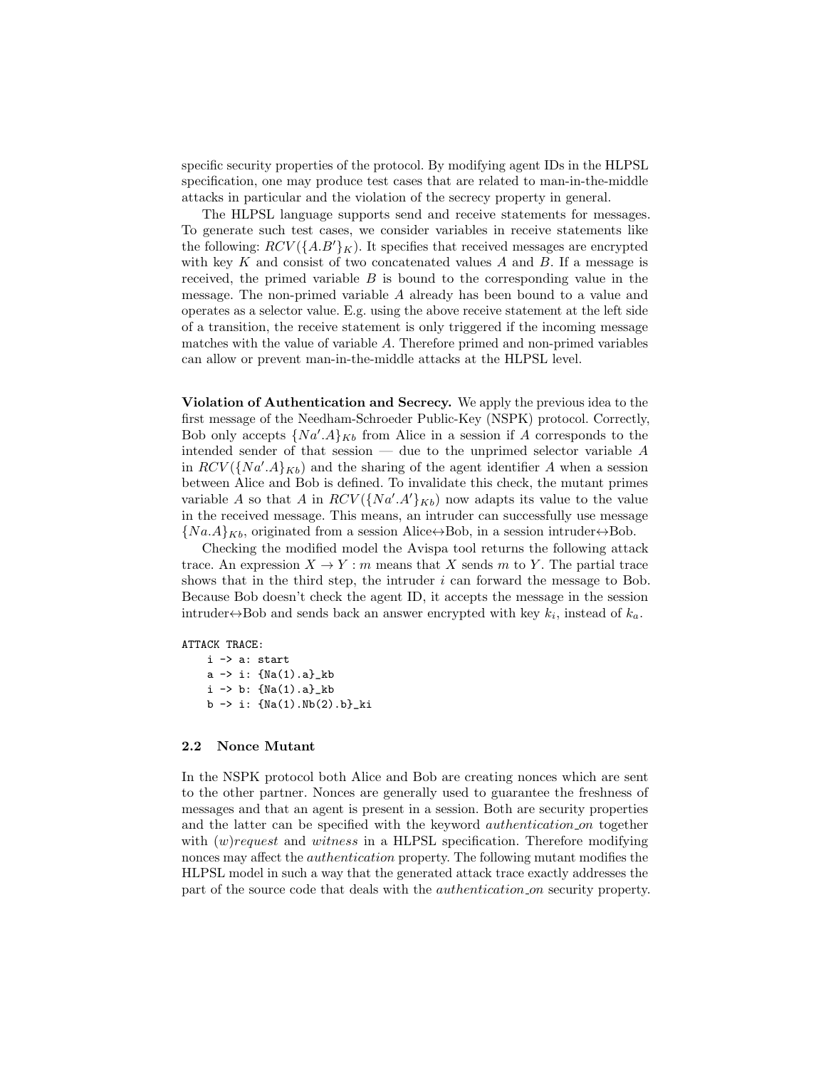specific security properties of the protocol. By modifying agent IDs in the HLPSL specification, one may produce test cases that are related to man-in-the-middle attacks in particular and the violation of the secrecy property in general.

The HLPSL language supports send and receive statements for messages. To generate such test cases, we consider variables in receive statements like the following: $RCV(\{A.B'\}_K)$. It specifies that received messages are encrypted with key $K$ and consist of two concatenated values $A$ and $B$. If a message is received, the primed variable $B$ is bound to the corresponding value in the message. The non-primed variable $A$ already has been bound to a value and operates as a selector value. E.g. using the above receive statement at the left side of a transition, the receive statement is only triggered if the incoming message matches with the value of variable $A$. Therefore primed and non-primed variables can allow or prevent man-in-the-middle attacks at the HLPSL level.

**Violation of Authentication and Secrecy.** We apply the previous idea to the first message of the Needham-Schroeder Public-Key (NSPK) protocol. Correctly, Bob only accepts $\{Na'.A\}_{Kb}$ from Alice in a session if $A$ corresponds to the intended sender of that session — due to the unprimed selector variable $A$ in $RCV(\{Na'.A\}_{Kb})$ and the sharing of the agent identifier $A$ when a session between Alice and Bob is defined. To invalidate this check, the mutant primes variable $A$ so that $A$ in $RCV(\{Na'.A'\}_{Kb})$ now adapts its value to the value in the received message. This means, an intruder can successfully use message $\{Na.A\}_{Kb}$, originated from a session Alice↔Bob, in a session intruder↔Bob.

Checking the modified model the Avispa tool returns the following attack trace. An expression $X \rightarrow Y : m$ means that $X$ sends $m$ to $Y$. The partial trace shows that in the third step, the intruder $i$ can forward the message to Bob. Because Bob doesn't check the agent ID, it accepts the message in the session intruder↔Bob and sends back an answer encrypted with key $k_i$, instead of $k_a$.

```
ATTACK TRACE:
    i -> a: start
    a -> i: {Na(1).a}_kb
    i -> b: {Na(1).a}_kb
    b -> i: {Na(1).Nb(2).b}_ki
```

### 2.2 Nonce Mutant

In the NSPK protocol both Alice and Bob are creating nonces which are sent to the other partner. Nonces are generally used to guarantee the freshness of messages and that an agent is present in a session. Both are security properties and the latter can be specified with the keyword *authentication_on* together with *(w)request* and *witness* in a HLPSL specification. Therefore modifying nonces may affect the *authentication* property. The following mutant modifies the HLPSL model in such a way that the generated attack trace exactly addresses the part of the source code that deals with the *authentication_on* security property.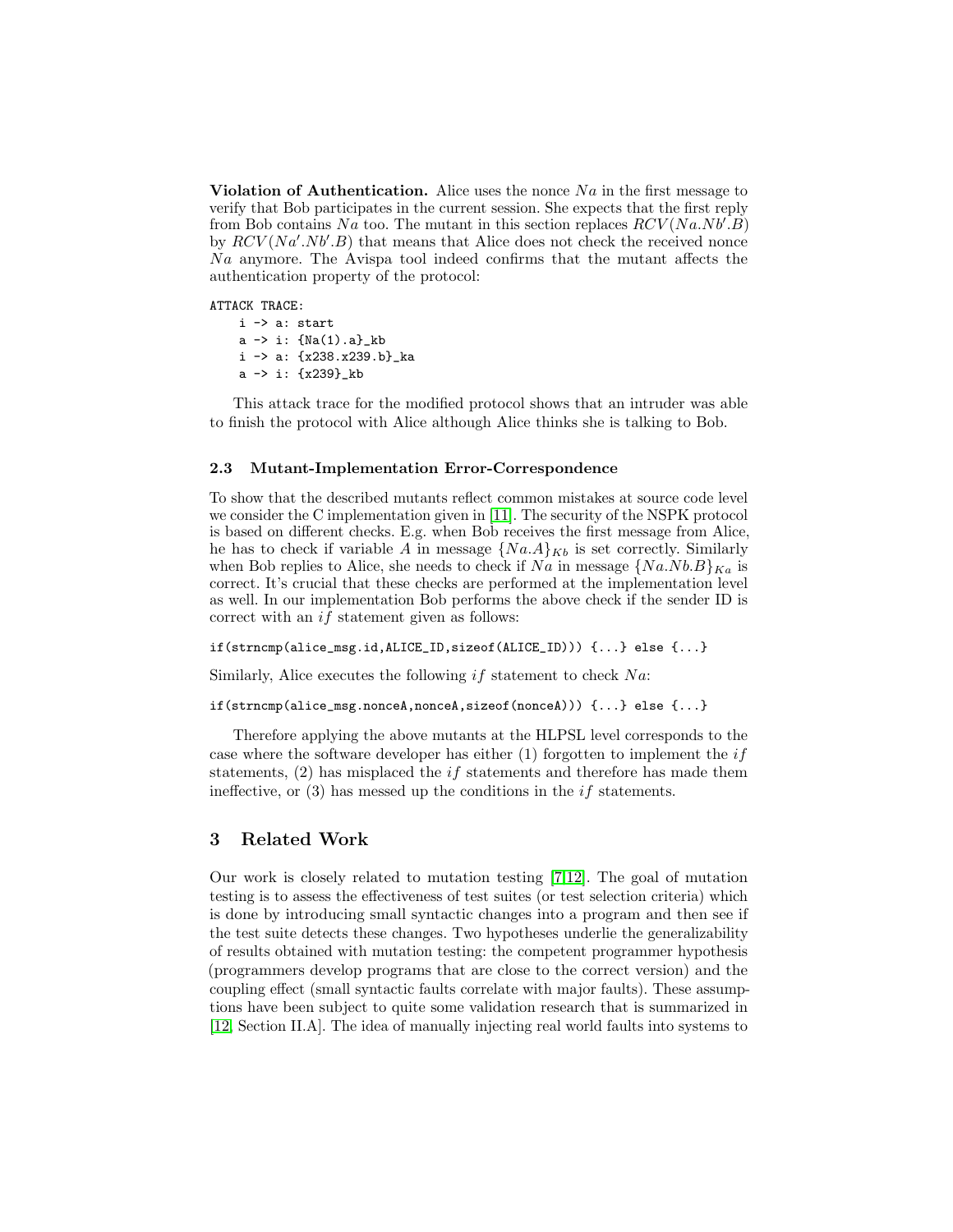**Violation of Authentication.** Alice uses the nonce $Na$ in the first message to verify that Bob participates in the current session. She expects that the first reply from Bob contains $Na$ too. The mutant in this section replaces $RCV(Na.Nb'.B)$ by $RCV(Na'.Nb'.B)$ that means that Alice does not check the received nonce $Na$ anymore. The Avispa tool indeed confirms that the mutant affects the authentication property of the protocol:

```
ATTACK TRACE:
    i -> a: start
    a -> i: {Na(1).a}_kb
    i -> a: {x238.x239.b}_ka
    a -> i: {x239}_kb
```

This attack trace for the modified protocol shows that an intruder was able to finish the protocol with Alice although Alice thinks she is talking to Bob.

### 2.3 Mutant-Implementation Error-Correspondence

To show that the described mutants reflect common mistakes at source code level we consider the C implementation given in [11]. The security of the NSPK protocol is based on different checks. E.g. when Bob receives the first message from Alice, he has to check if variable $A$ in message $\{Na.A\}_{Kb}$ is set correctly. Similarly when Bob replies to Alice, she needs to check if $Na$ in message $\{Na.Nb.B\}_{Ka}$ is correct. It's crucial that these checks are performed at the implementation level as well. In our implementation Bob performs the above check if the sender ID is correct with an *if* statement given as follows:

```
if(strncmp(alice_msg.id,ALICE_ID,sizeof(ALICE_ID))) {...} else {...}
```

Similarly, Alice executes the following *if* statement to check $Na$:

```
if(strncmp(alice_msg.nonceA,nonceA,sizeof(nonceA))) {...} else {...}
```

Therefore applying the above mutants at the HLPSL level corresponds to the case where the software developer has either (1) forgotten to implement the *if* statements, (2) has misplaced the *if* statements and therefore has made them ineffective, or (3) has messed up the conditions in the *if* statements.

## 3 Related Work

Our work is closely related to mutation testing [7,12]. The goal of mutation testing is to assess the effectiveness of test suites (or test selection criteria) which is done by introducing small syntactic changes into a program and then see if the test suite detects these changes. Two hypotheses underlie the generalizability of results obtained with mutation testing: the competent programmer hypothesis (programmers develop programs that are close to the correct version) and the coupling effect (small syntactic faults correlate with major faults). These assumptions have been subject to quite some validation research that is summarized in [12, Section II.A]. The idea of manually injecting real world faults into systems to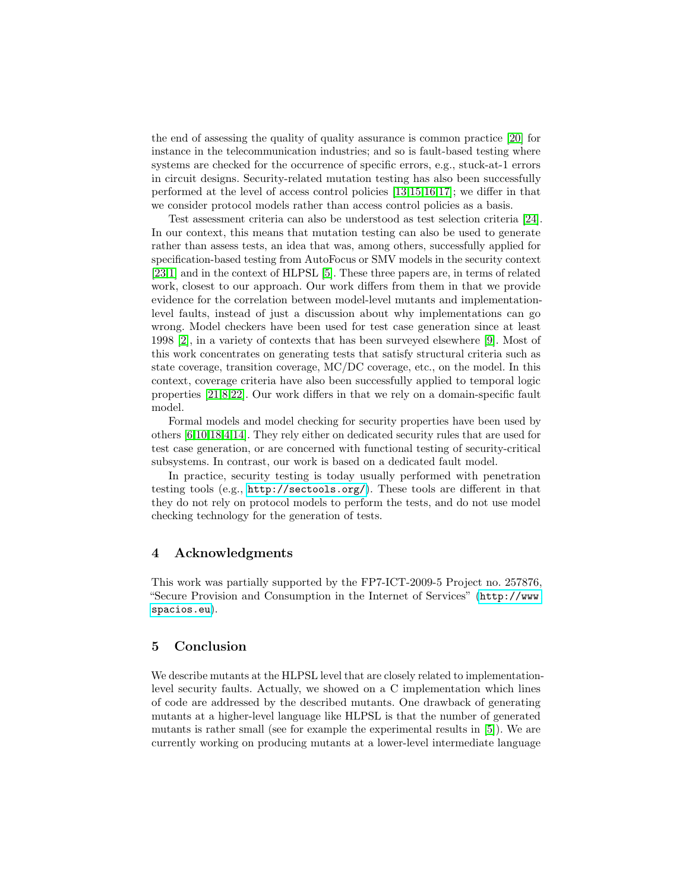the end of assessing the quality of quality assurance is common practice [20] for instance in the telecommunication industries; and so is fault-based testing where systems are checked for the occurrence of specific errors, e.g., stuck-at-1 errors in circuit designs. Security-related mutation testing has also been successfully performed at the level of access control policies [13,15,16,17]; we differ in that we consider protocol models rather than access control policies as a basis.

Test assessment criteria can also be understood as test selection criteria [24]. In our context, this means that mutation testing can also be used to generate rather than assess tests, an idea that was, among others, successfully applied for specification-based testing from AutoFocus or SMV models in the security context [23,1] and in the context of HLPSL [5]. These three papers are, in terms of related work, closest to our approach. Our work differs from them in that we provide evidence for the correlation between model-level mutants and implementation-level faults, instead of just a discussion about why implementations can go wrong. Model checkers have been used for test case generation since at least 1998 [2], in a variety of contexts that has been surveyed elsewhere [9]. Most of this work concentrates on generating tests that satisfy structural criteria such as state coverage, transition coverage, MC/DC coverage, etc., on the model. In this context, coverage criteria have also been successfully applied to temporal logic properties [21,8,22]. Our work differs in that we rely on a domain-specific fault model.

Formal models and model checking for security properties have been used by others [6,10,18,4,14]. They rely either on dedicated security rules that are used for test case generation, or are concerned with functional testing of security-critical subsystems. In contrast, our work is based on a dedicated fault model.

In practice, security testing is today usually performed with penetration testing tools (e.g., http://sectools.org/). These tools are different in that they do not rely on protocol models to perform the tests, and do not use model checking technology for the generation of tests.

## 4 Acknowledgments

This work was partially supported by the FP7-ICT-2009-5 Project no. 257876, "Secure Provision and Consumption in the Internet of Services" (http://www.spacios.eu).

## 5 Conclusion

We describe mutants at the HLPSL level that are closely related to implementation-level security faults. Actually, we showed on a C implementation which lines of code are addressed by the described mutants. One drawback of generating mutants at a higher-level language like HLPSL is that the number of generated mutants is rather small (see for example the experimental results in [5]). We are currently working on producing mutants at a lower-level intermediate language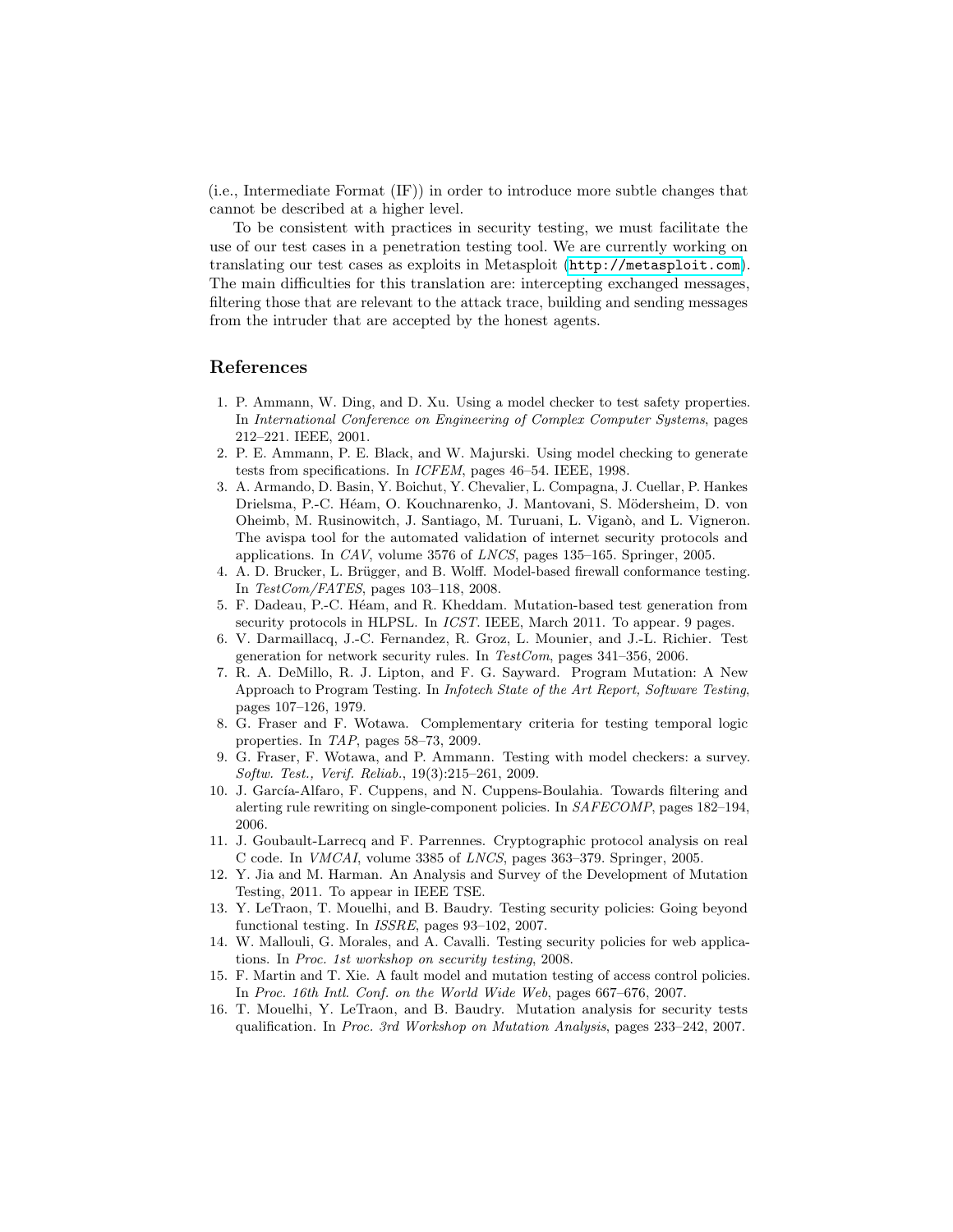(i.e., Intermediate Format (IF)) in order to introduce more subtle changes that cannot be described at a higher level.

To be consistent with practices in security testing, we must facilitate the use of our test cases in a penetration testing tool. We are currently working on translating our test cases as exploits in Metasploit (`http://metasploit.com`). The main difficulties for this translation are: intercepting exchanged messages, filtering those that are relevant to the attack trace, building and sending messages from the intruder that are accepted by the honest agents.

## References

1. P. Ammann, W. Ding, and D. Xu. Using a model checker to test safety properties. In *International Conference on Engineering of Complex Computer Systems*, pages 212–221. IEEE, 2001.
2. P. E. Ammann, P. E. Black, and W. Majurski. Using model checking to generate tests from specifications. In *ICFEM*, pages 46–54. IEEE, 1998.
3. A. Armando, D. Basin, Y. Boichut, Y. Chevalier, L. Compagna, J. Cuellar, P. Hankes Drielsma, P.-C. Héam, O. Kouchnarenko, J. Mantovani, S. Mödersheim, D. von Oheimb, M. Rusinowitch, J. Santiago, M. Turuani, L. Viganò, and L. Vigneron. The avispa tool for the automated validation of internet security protocols and applications. In *CAV*, volume 3576 of *LNCS*, pages 135–165. Springer, 2005.
4. A. D. Brucker, L. Brügger, and B. Wolff. Model-based firewall conformance testing. In *TestCom/FATES*, pages 103–118, 2008.
5. F. Dadeau, P.-C. Héam, and R. Kheddam. Mutation-based test generation from security protocols in HLPSL. In *ICST*. IEEE, March 2011. To appear. 9 pages.
6. V. Darmaillacq, J.-C. Fernandez, R. Groz, L. Mounier, and J.-L. Richier. Test generation for network security rules. In *TestCom*, pages 341–356, 2006.
7. R. A. DeMillo, R. J. Lipton, and F. G. Sayward. Program Mutation: A New Approach to Program Testing. In *Infotech State of the Art Report, Software Testing*, pages 107–126, 1979.
8. G. Fraser and F. Wotawa. Complementary criteria for testing temporal logic properties. In *TAP*, pages 58–73, 2009.
9. G. Fraser, F. Wotawa, and P. Ammann. Testing with model checkers: a survey. *Softw. Test., Verif. Reliab.*, 19(3):215–261, 2009.
10. J. García-Alfaro, F. Cuppens, and N. Cuppens-Boulahia. Towards filtering and alerting rule rewriting on single-component policies. In *SAFECOMP*, pages 182–194, 2006.
11. J. Goubault-Larrecq and F. Parrennes. Cryptographic protocol analysis on real C code. In *VMCAI*, volume 3385 of *LNCS*, pages 363–379. Springer, 2005.
12. Y. Jia and M. Harman. An Analysis and Survey of the Development of Mutation Testing, 2011. To appear in IEEE TSE.
13. Y. LeTraon, T. Mouelhi, and B. Baudry. Testing security policies: Going beyond functional testing. In *ISSRE*, pages 93–102, 2007.
14. W. Mallouli, G. Morales, and A. Cavalli. Testing security policies for web applications. In *Proc. 1st workshop on security testing*, 2008.
15. F. Martin and T. Xie. A fault model and mutation testing of access control policies. In *Proc. 16th Intl. Conf. on the World Wide Web*, pages 667–676, 2007.
16. T. Mouelhi, Y. LeTraon, and B. Baudry. Mutation analysis for security tests qualification. In *Proc. 3rd Workshop on Mutation Analysis*, pages 233–242, 2007.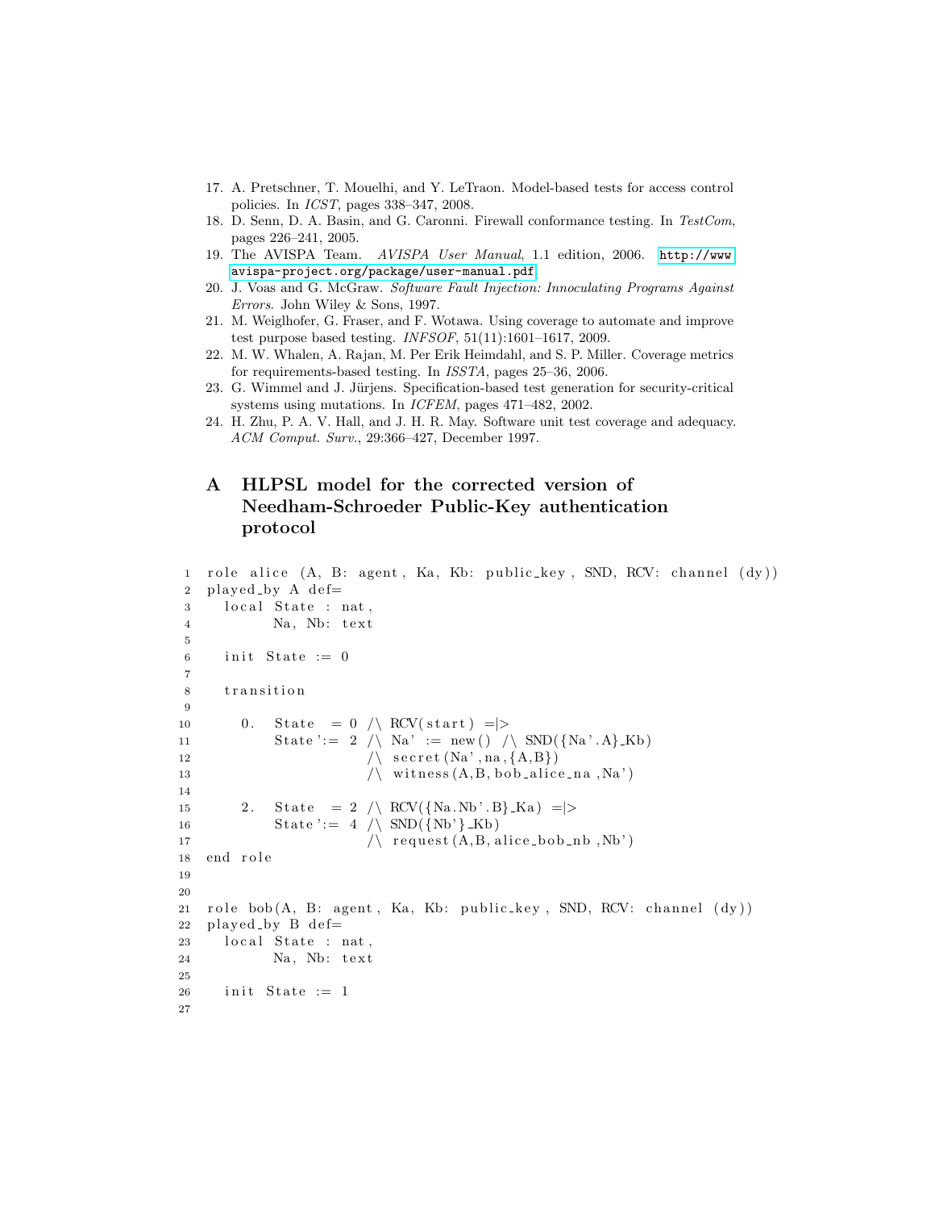17. A. Pretschner, T. Mouelhi, and Y. LeTraon. Model-based tests for access control policies. In *ICST*, pages 338–347, 2008.
18. D. Senn, D. A. Basin, and G. Caronni. Firewall conformance testing. In *TestCom*, pages 226–241, 2005.
19. The AVISPA Team. *AVISPA User Manual*, 1.1 edition, 2006. http://www.avispa-project.org/package/user-manual.pdf.
20. J. Voas and G. McGraw. *Software Fault Injection: Innoculating Programs Against Errors*. John Wiley & Sons, 1997.
21. M. Weiglhofer, G. Fraser, and F. Wotawa. Using coverage to automate and improve test purpose based testing. *INFSOF*, 51(11):1601–1617, 2009.
22. M. W. Whalen, A. Rajan, M. Per Erik Heimdahl, and S. P. Miller. Coverage metrics for requirements-based testing. In *ISSTA*, pages 25–36, 2006.
23. G. Wimmel and J. Jürjens. Specification-based test generation for security-critical systems using mutations. In *ICFEM*, pages 471–482, 2002.
24. H. Zhu, P. A. V. Hall, and J. H. R. May. Software unit test coverage and adequacy. *ACM Comput. Surv.*, 29:366–427, December 1997.

# A HLPSL model for the corrected version of Needham-Schroeder Public-Key authentication protocol

```
1  role alice (A, B: agent, Ka, Kb: public_key, SND, RCV: channel (dy))
2  played_by A def=
3    local State : nat,
4          Na, Nb: text
5
6    init State := 0
7
8    transition
9
10      0.  State  = 0 /\ RCV(start) =|>
11          State':= 2 /\ Na' := new() /\ SND({Na'.A}_Kb)
12                     /\ secret(Na',na,{A,B})
13                     /\ witness(A,B,bob_alice_na,Na')
14
15      2.  State  = 2 /\ RCV({Na.Nb'.B}_Ka) =|>
16          State':= 4 /\ SND({Nb'}_Kb)
17                     /\ request(A,B,alice_bob_nb,Nb')
18 end role
19
20
21 role bob(A, B: agent, Ka, Kb: public_key, SND, RCV: channel (dy))
22 played_by B def=
23   local State : nat,
24         Na, Nb: text
25
26   init State := 1
27
```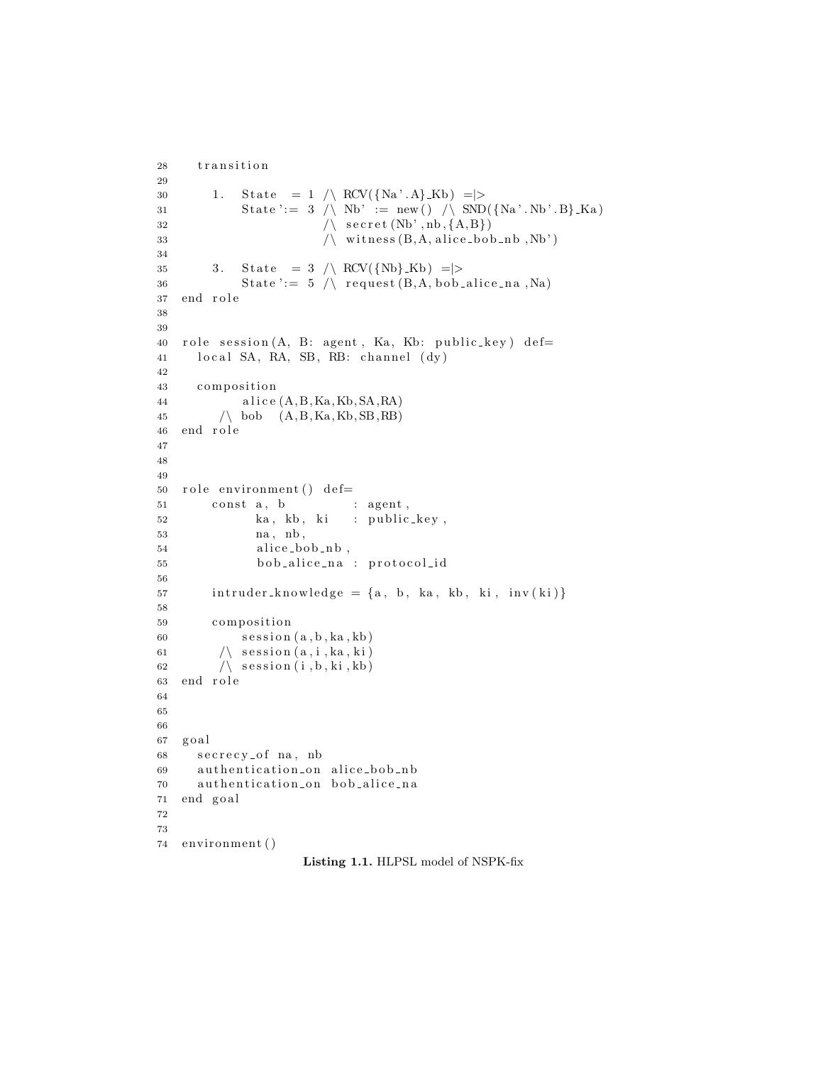```
28   transition
29
30      1.   State  = 1 /\ RCV({Na'.A}_Kb) =|>
31           State':= 3 /\ Nb' := new() /\ SND({Na'.Nb'.B}_Ka)
32                      /\ secret(Nb',nb,{A,B})
33                      /\ witness(B,A,alice_bob_nb,Nb')
34
35      3.   State  = 3 /\ RCV({Nb}_Kb) =|>
36           State':= 5 /\ request(B,A,bob_alice_na,Na)
37 end role
38
39
40 role session(A, B: agent, Ka, Kb: public_key) def=
41   local SA, RA, SB, RB: channel (dy)
42
43   composition
44          alice(A,B,Ka,Kb,SA,RA)
45       /\ bob  (A,B,Ka,Kb,SB,RB)
46 end role
47
48
49
50 role environment() def=
51     const a, b          : agent,
52           ka, kb, ki    : public_key,
53           na, nb,
54           alice_bob_nb,
55           bob_alice_na : protocol_id
56
57     intruder_knowledge = {a, b, ka, kb, ki, inv(ki)}
58
59     composition
60         session(a,b,ka,kb)
61      /\ session(a,i,ka,ki)
62      /\ session(i,b,ki,kb)
63 end role
64
65
66
67 goal
68   secrecy_of na, nb
69   authentication_on alice_bob_nb
70   authentication_on bob_alice_na
71 end goal
72
73
74 environment()
```

**Listing 1.1.** HLPSL model of NSPK-fix